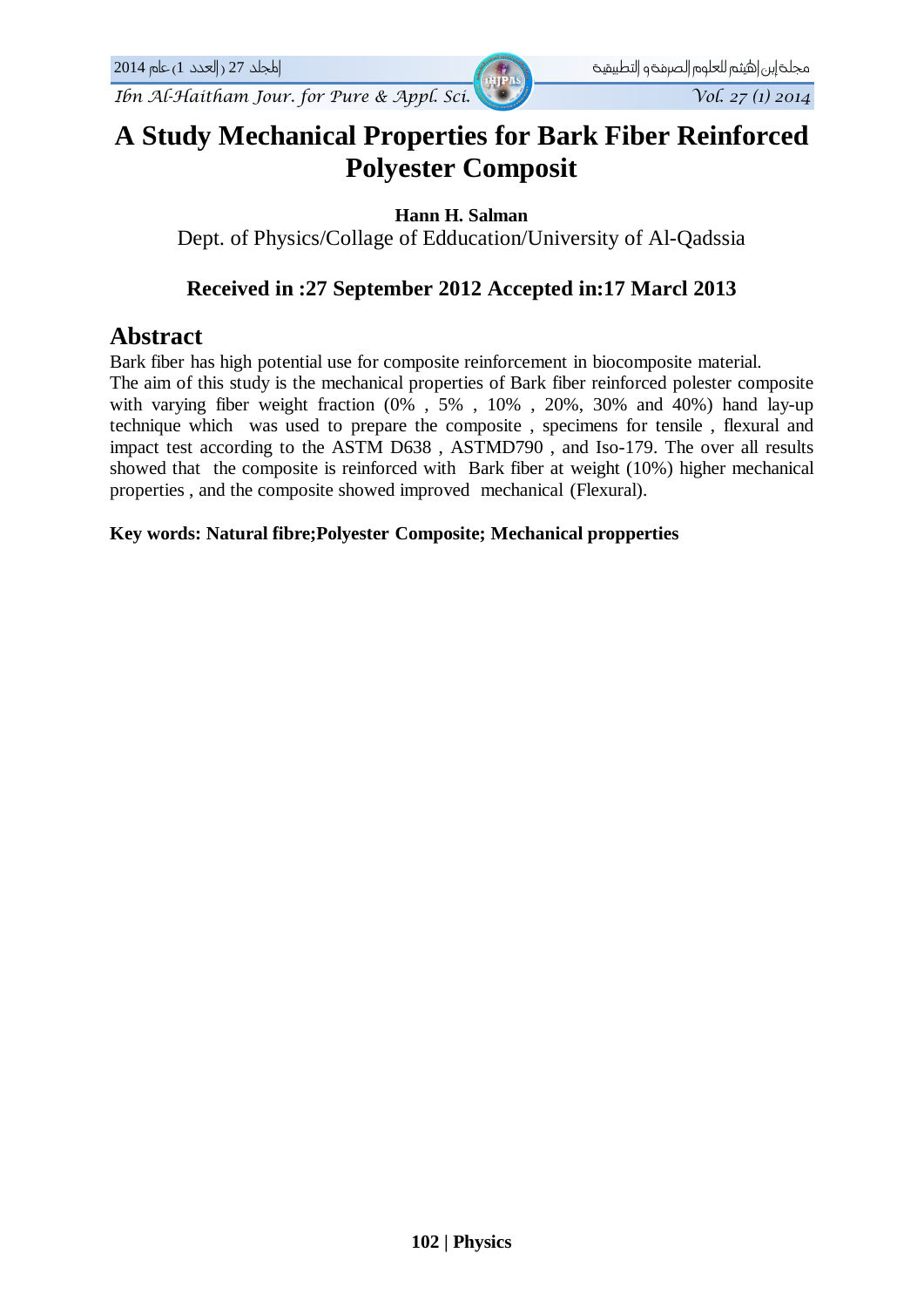# A Study Mechanical Properties for Bark Fiber Reinforced Polyester Composit

**Hann H. Salman**

Dept. of Physics/Collage of Edducation/University of Al-Qadssia

**Received in :27 September 2012 Accepted in:17 Marcl 2013**

## Abstract

Bark fiber has high potential use for composite reinforcement in biocomposite material.
The aim of this study is the mechanical properties of Bark fiber reinforced polester composite with varying fiber weight fraction (0% , 5% , 10% , 20%, 30% and 40%) hand lay-up technique which was used to prepare the composite , specimens for tensile , flexural and impact test according to the ASTM D638 , ASTMD790 , and Iso-179. The over all results showed that the composite is reinforced with Bark fiber at weight (10%) higher mechanical properties , and the composite showed improved mechanical (Flexural).

**Key words: Natural fibre;Polyester Composite; Mechanical propperties**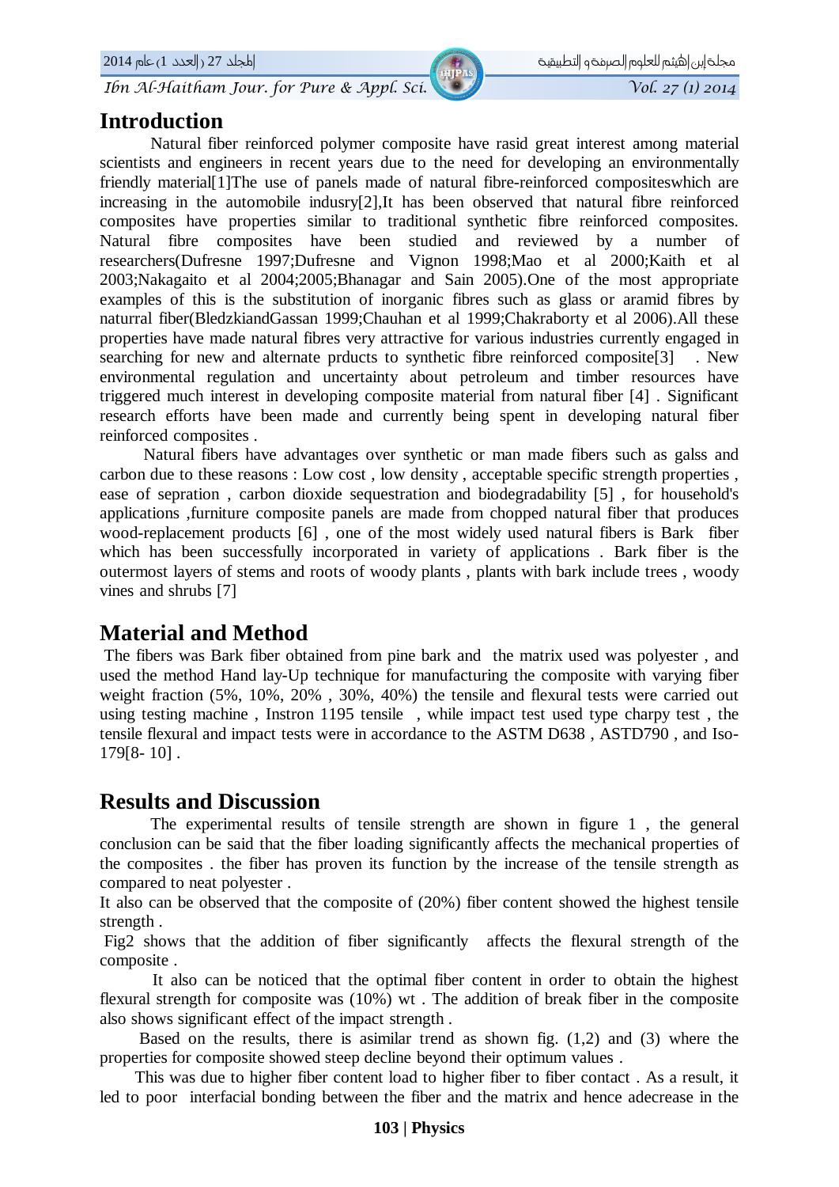## Introduction

Natural fiber reinforced polymer composite have rasid great interest among material scientists and engineers in recent years due to the need for developing an environmentally friendly material[1]The use of panels made of natural fibre-reinforced compositeswhich are increasing in the automobile indusry[2],It has been observed that natural fibre reinforced composites have properties similar to traditional synthetic fibre reinforced composites. Natural fibre composites have been studied and reviewed by a number of researchers(Dufresne 1997;Dufresne and Vignon 1998;Mao et al 2000;Kaith et al 2003;Nakagaito et al 2004;2005;Bhanagar and Sain 2005).One of the most appropriate examples of this is the substitution of inorganic fibres such as glass or aramid fibres by naturral fiber(BledzkiandGassan 1999;Chauhan et al 1999;Chakraborty et al 2006).All these properties have made natural fibres very attractive for various industries currently engaged in searching for new and alternate prducts to synthetic fibre reinforced composite[3] . New environmental regulation and uncertainty about petroleum and timber resources have triggered much interest in developing composite material from natural fiber [4] . Significant research efforts have been made and currently being spent in developing natural fiber reinforced composites .

Natural fibers have advantages over synthetic or man made fibers such as galss and carbon due to these reasons : Low cost , low density , acceptable specific strength properties , ease of sepration , carbon dioxide sequestration and biodegradability [5] , for household's applications ,furniture composite panels are made from chopped natural fiber that produces wood-replacement products [6] , one of the most widely used natural fibers is Bark fiber which has been successfully incorporated in variety of applications . Bark fiber is the outermost layers of stems and roots of woody plants , plants with bark include trees , woody vines and shrubs [7]

## Material and Method

The fibers was Bark fiber obtained from pine bark and the matrix used was polyester , and used the method Hand lay-Up technique for manufacturing the composite with varying fiber weight fraction (5%, 10%, 20% , 30%, 40%) the tensile and flexural tests were carried out using testing machine , Instron 1195 tensile , while impact test used type charpy test , the tensile flexural and impact tests were in accordance to the ASTM D638 , ASTD790 , and Iso-179[8- 10] .

## Results and Discussion

The experimental results of tensile strength are shown in figure 1 , the general conclusion can be said that the fiber loading significantly affects the mechanical properties of the composites . the fiber has proven its function by the increase of the tensile strength as compared to neat polyester .

It also can be observed that the composite of (20%) fiber content showed the highest tensile strength .

Fig2 shows that the addition of fiber significantly affects the flexural strength of the composite .

It also can be noticed that the optimal fiber content in order to obtain the highest flexural strength for composite was (10%) wt . The addition of break fiber in the composite also shows significant effect of the impact strength .

Based on the results, there is asimilar trend as shown fig. (1,2) and (3) where the properties for composite showed steep decline beyond their optimum values .

This was due to higher fiber content load to higher fiber to fiber contact . As a result, it led to poor interfacial bonding between the fiber and the matrix and hence adecrease in the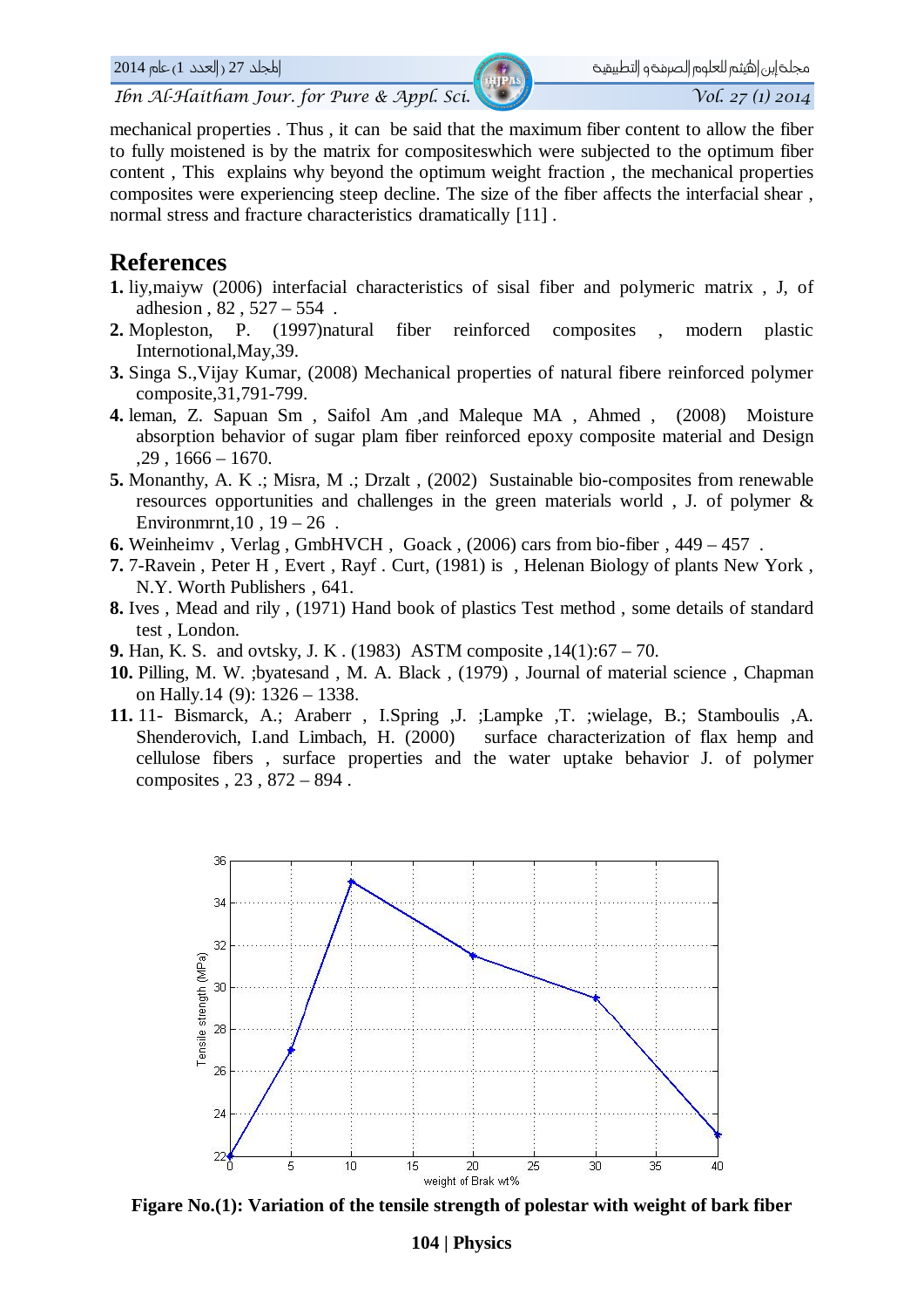mechanical properties . Thus , it can be said that the maximum fiber content to allow the fiber to fully moistened is by the matrix for compositeswhich were subjected to the optimum fiber content , This explains why beyond the optimum weight fraction , the mechanical properties composites were experiencing steep decline. The size of the fiber affects the interfacial shear , normal stress and fracture characteristics dramatically [11] .

## References

**1.** liy,maiyw (2006) interfacial characteristics of sisal fiber and polymeric matrix , J, of adhesion , 82 , 527 – 554 .

**2.** Mopleston, P. (1997)natural fiber reinforced composites , modern plastic Internotional,May,39.

**3.** Singa S.,Vijay Kumar, (2008) Mechanical properties of natural fibere reinforced polymer composite,31,791-799.

**4.** leman, Z. Sapuan Sm , Saifol Am ,and Maleque MA , Ahmed , (2008) Moisture absorption behavior of sugar plam fiber reinforced epoxy composite material and Design ,29 , 1666 – 1670.

**5.** Monanthy, A. K .; Misra, M .; Drzalt , (2002) Sustainable bio-composites from renewable resources opportunities and challenges in the green materials world , J. of polymer & Environmrnt,10 , 19 – 26 .

**6.** Weinheimv , Verlag , GmbHVCH , Goack , (2006) cars from bio-fiber , 449 – 457 .

**7.** 7-Ravein , Peter H , Evert , Rayf . Curt, (1981) is , Helenan Biology of plants New York , N.Y. Worth Publishers , 641.

**8.** Ives , Mead and rily , (1971) Hand book of plastics Test method , some details of standard test , London.

**9.** Han, K. S. and ovtsky, J. K . (1983) ASTM composite ,14(1):67 – 70.

**10.** Pilling, M. W. ;byatesand , M. A. Black , (1979) , Journal of material science , Chapman on Hally.14 (9): 1326 – 1338.

**11.** 11- Bismarck, A.; Araberr , I.Spring ,J. ;Lampke ,T. ;wielage, B.; Stamboulis ,A. Shenderovich, I.and Limbach, H. (2000) surface characterization of flax hemp and cellulose fibers , surface properties and the water uptake behavior J. of polymer composites , 23 , 872 – 894 .

Tensile strength (MPa)
36
34
32
30
28
26
24
22
0 5 10 15 20 25 30 35 40
weight of Brak wt%

**Figare No.(1): Variation of the tensile strength of polestar with weight of bark fiber**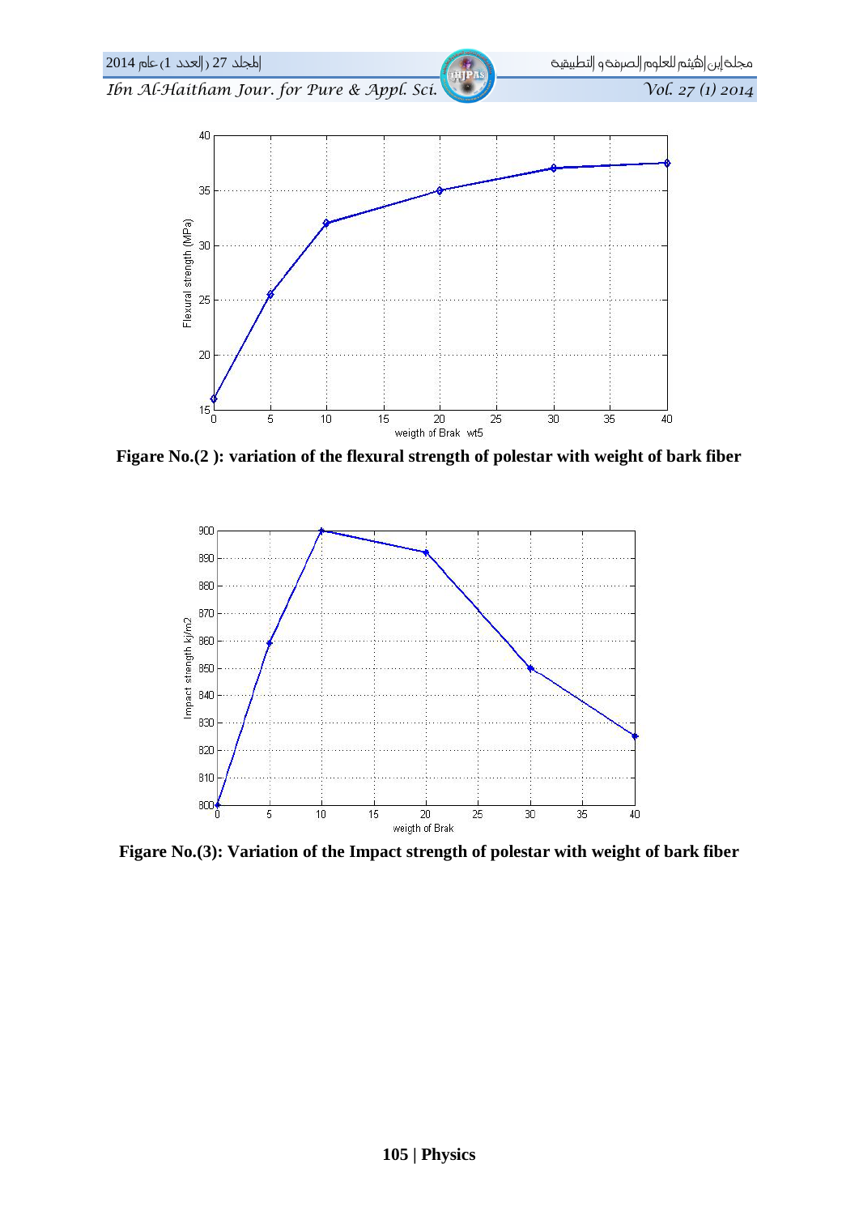Flexural strength (MPa)

40
35
30
25
20
15

0 5 10 15 20 25 30 35 40

weigth of Brak wt5

**Figare No.(2 ): variation of the flexural strength of polestar with weight of bark fiber**

Impact strength kj/m2

900
890
880
870
860
850
840
830
820
810
800

0 5 10 15 20 25 30 35 40

weigth of Brak

**Figare No.(3): Variation of the Impact strength of polestar with weight of bark fiber**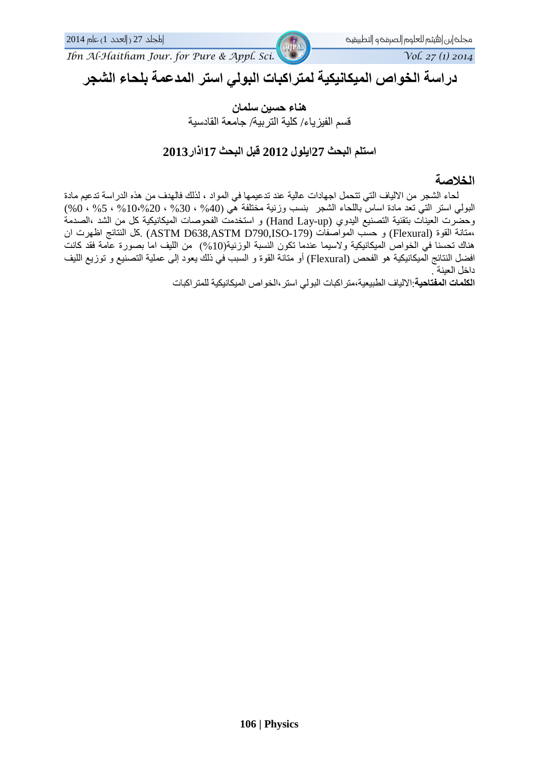# دراسة الخواص الميكانيكية لمتراكبات البولي استر المدعمة بلحاء الشجر

**هناء حسين سلمان**

قسم الفيزياء/ كلية التربية/ جامعة القادسية

**استلم البحث 27ايلول 2012 قبل البحث 17اذار2013**

## الخلاصة

لحاء الشجر من الالياف التي تتحمل اجهادات عالية عند تدعيمها في المواد ، لذلك فالهدف من هذه الدراسة تدعيم مادة البولي استر التي تعد مادة اساس باللحاء الشجر بنسب وزنية مختلفة هي (40% ، 30% ، 20%،10% ، 5% ، 0%) وحضرت العينات بتقنية التصنيع اليدوي (Hand Lay-up) و استخدمت الفحوصات الميكانيكية كل من الشد ،الصدمة ،متانة القوة (Flexural) و حسب المواصفات (ASTM D638,ASTM D790,ISO-179) .كل النتائج اظهرت ان هناك تحسنا في الخواص الميكانيكية ولاسيما عندما تكون النسبة الوزنية(10%) من الليف اما بصورة عامة فقد كانت افضل النتائج الميكانيكية هو الفحص (Flexural) أو متانة القوة و السبب في ذلك يعود إلى عملية التصنيع و توزيع الليف داخل العينة .

**الكلمات المفتاحية**:الالياف الطبيعية،متراكبات البولي استر،الخواص الميكانيكية للمتراكبات